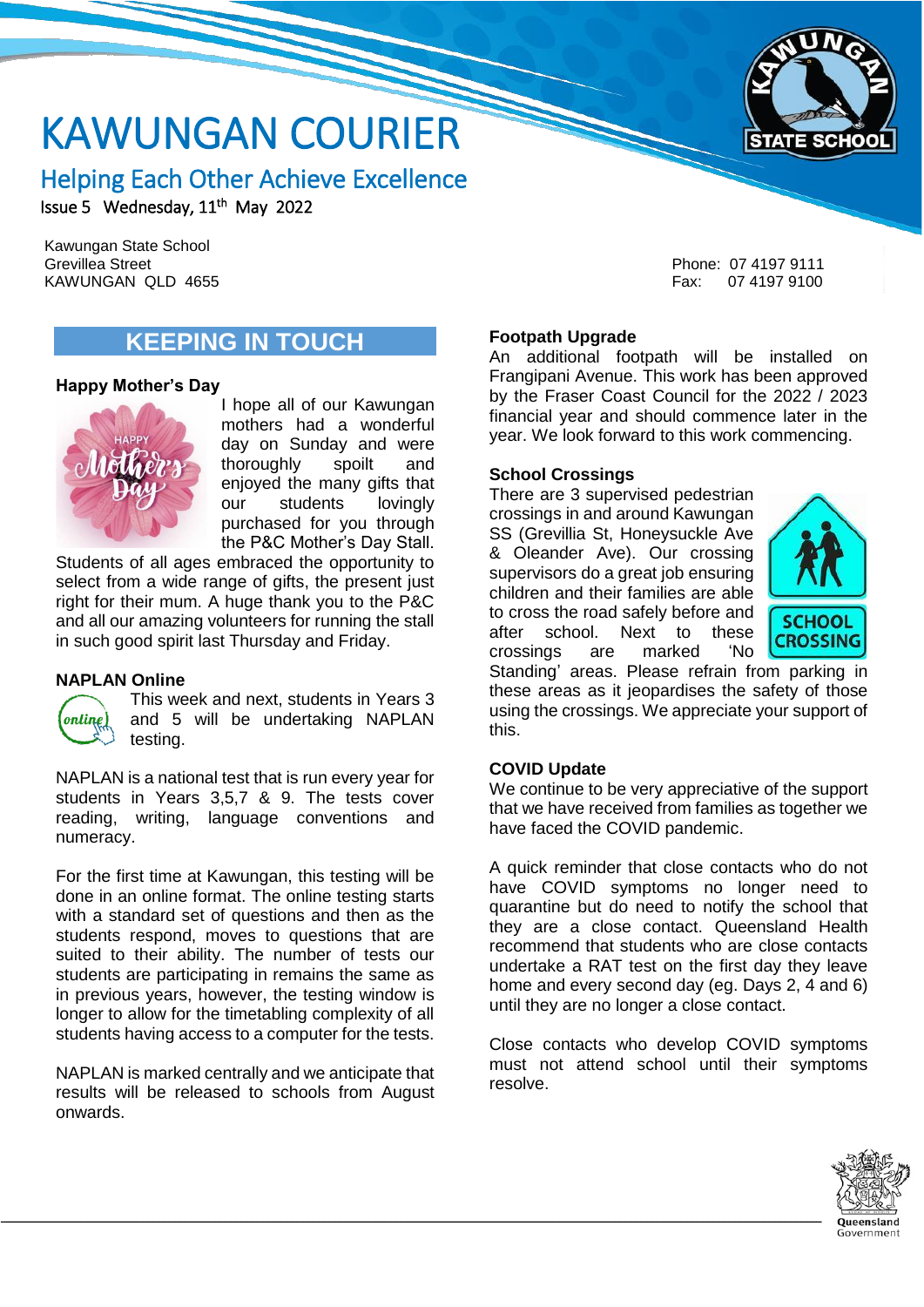# KAWUNGAN COURIER

## Helping Each Other Achieve Excellence

Issue 5 Wednesday, 11th May 2022

Kawungan State School
Grevillea Street
KAWUNGAN QLD 4655

Phone: 07 4197 9111
Fax: 07 4197 9100

## KEEPING IN TOUCH

### Happy Mother's Day

I hope all of our Kawungan mothers had a wonderful day on Sunday and were thoroughly spoilt and enjoyed the many gifts that our students lovingly purchased for you through the P&C Mother's Day Stall. Students of all ages embraced the opportunity to select from a wide range of gifts, the present just right for their mum. A huge thank you to the P&C and all our amazing volunteers for running the stall in such good spirit last Thursday and Friday.

### NAPLAN Online

This week and next, students in Years 3 and 5 will be undertaking NAPLAN testing.

NAPLAN is a national test that is run every year for students in Years 3,5,7 & 9. The tests cover reading, writing, language conventions and numeracy.

For the first time at Kawungan, this testing will be done in an online format. The online testing starts with a standard set of questions and then as the students respond, moves to questions that are suited to their ability. The number of tests our students are participating in remains the same as in previous years, however, the testing window is longer to allow for the timetabling complexity of all students having access to a computer for the tests.

NAPLAN is marked centrally and we anticipate that results will be released to schools from August onwards.

### Footpath Upgrade

An additional footpath will be installed on Frangipani Avenue. This work has been approved by the Fraser Coast Council for the 2022 / 2023 financial year and should commence later in the year. We look forward to this work commencing.

### School Crossings

There are 3 supervised pedestrian crossings in and around Kawungan SS (Grevillia St, Honeysuckle Ave & Oleander Ave). Our crossing supervisors do a great job ensuring children and their families are able to cross the road safely before and after school. Next to these crossings are marked 'No Standing' areas. Please refrain from parking in these areas as it jeopardises the safety of those using the crossings. We appreciate your support of this.

### COVID Update

We continue to be very appreciative of the support that we have received from families as together we have faced the COVID pandemic.

A quick reminder that close contacts who do not have COVID symptoms no longer need to quarantine but do need to notify the school that they are a close contact. Queensland Health recommend that students who are close contacts undertake a RAT test on the first day they leave home and every second day (eg. Days 2, 4 and 6) until they are no longer a close contact.

Close contacts who develop COVID symptoms must not attend school until their symptoms resolve.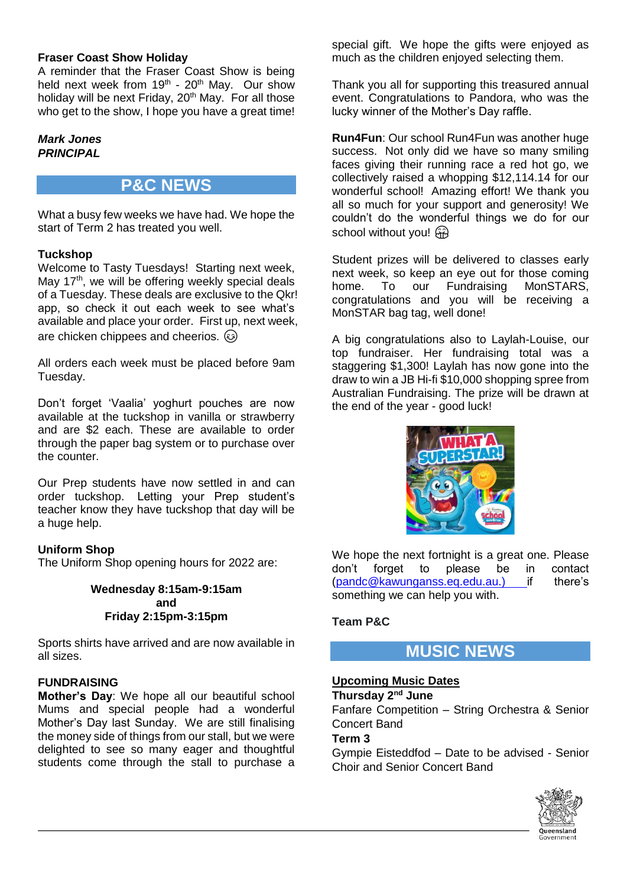**Fraser Coast Show Holiday**

A reminder that the Fraser Coast Show is being held next week from 19th - 20th May. Our show holiday will be next Friday, 20th May. For all those who get to the show, I hope you have a great time!

***Mark Jones***
***PRINCIPAL***

## P&C NEWS

What a busy few weeks we have had. We hope the start of Term 2 has treated you well.

**Tuckshop**

Welcome to Tasty Tuesdays! Starting next week, May 17th, we will be offering weekly special deals of a Tuesday. These deals are exclusive to the Qkr! app, so check it out each week to see what's available and place your order. First up, next week, are chicken chippees and cheerios. 😉

All orders each week must be placed before 9am Tuesday.

Don't forget 'Vaalia' yoghurt pouches are now available at the tuckshop in vanilla or strawberry and are $2 each. These are available to order through the paper bag system or to purchase over the counter.

Our Prep students have now settled in and can order tuckshop. Letting your Prep student's teacher know they have tuckshop that day will be a huge help.

**Uniform Shop**

The Uniform Shop opening hours for 2022 are:

**Wednesday 8:15am-9:15am**
**and**
**Friday 2:15pm-3:15pm**

Sports shirts have arrived and are now available in all sizes.

**FUNDRAISING**

**Mother's Day**: We hope all our beautiful school Mums and special people had a wonderful Mother's Day last Sunday. We are still finalising the money side of things from our stall, but we were delighted to see so many eager and thoughtful students come through the stall to purchase a special gift. We hope the gifts were enjoyed as much as the children enjoyed selecting them.

Thank you all for supporting this treasured annual event. Congratulations to Pandora, who was the lucky winner of the Mother's Day raffle.

**Run4Fun**: Our school Run4Fun was another huge success. Not only did we have so many smiling faces giving their running race a red hot go, we collectively raised a whopping $12,114.14 for our wonderful school! Amazing effort! We thank you all so much for your support and generosity! We couldn't do the wonderful things we do for our school without you! 🤗

Student prizes will be delivered to classes early next week, so keep an eye out for those coming home. To our Fundraising MonSTARS, congratulations and you will be receiving a MonSTAR bag tag, well done!

A big congratulations also to Laylah-Louise, our top fundraiser. Her fundraising total was a staggering $1,300! Laylah has now gone into the draw to win a JB Hi-fi $10,000 shopping spree from Australian Fundraising. The prize will be drawn at the end of the year - good luck!

We hope the next fortnight is a great one. Please don't forget to please be in contact (pandc@kawunganss.eq.edu.au.) if there's something we can help you with.

**Team P&C**

## MUSIC NEWS

**Upcoming Music Dates**

**Thursday 2nd June**
Fanfare Competition – String Orchestra & Senior Concert Band

**Term 3**
Gympie Eisteddfod – Date to be advised - Senior Choir and Senior Concert Band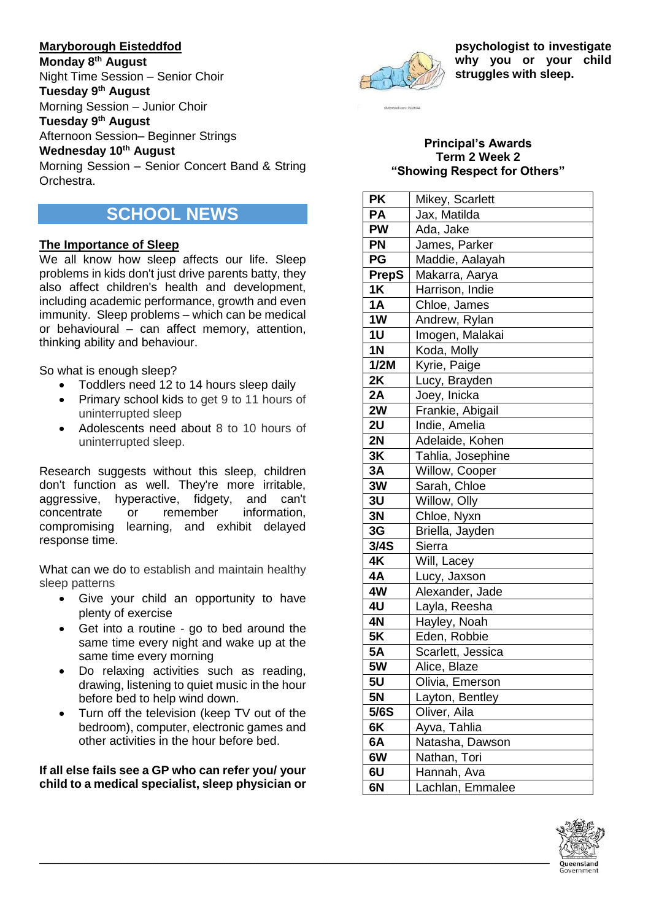**Maryborough Eisteddfod**

**Monday 8th August**

Night Time Session – Senior Choir

**Tuesday 9th August**

Morning Session – Junior Choir

**Tuesday 9th August**

Afternoon Session– Beginner Strings

**Wednesday 10th August**

Morning Session – Senior Concert Band & String Orchestra.

## SCHOOL NEWS

**The Importance of Sleep**

We all know how sleep affects our life. Sleep problems in kids don't just drive parents batty, they also affect children's health and development, including academic performance, growth and even immunity. Sleep problems – which can be medical or behavioural – can affect memory, attention, thinking ability and behaviour.

So what is enough sleep?

- Toddlers need 12 to 14 hours sleep daily
- Primary school kids to get 9 to 11 hours of uninterrupted sleep
- Adolescents need about 8 to 10 hours of uninterrupted sleep.

Research suggests without this sleep, children don't function as well. They're more irritable, aggressive, hyperactive, fidgety, and can't concentrate or remember information, compromising learning, and exhibit delayed response time.

What can we do to establish and maintain healthy sleep patterns

- Give your child an opportunity to have plenty of exercise
- Get into a routine - go to bed around the same time every night and wake up at the same time every morning
- Do relaxing activities such as reading, drawing, listening to quiet music in the hour before bed to help wind down.
- Turn off the television (keep TV out of the bedroom), computer, electronic games and other activities in the hour before bed.

**If all else fails see a GP who can refer you/ your child to a medical specialist, sleep physician or psychologist to investigate why you or your child struggles with sleep.**

**Principal's Awards**
**Term 2 Week 2**
**"Showing Respect for Others"**

| Class | Names |
|---|---|
| **PK** | Mikey, Scarlett |
| **PA** | Jax, Matilda |
| **PW** | Ada, Jake |
| **PN** | James, Parker |
| **PG** | Maddie, Aalayah |
| **PrepS** | Makarra, Aarya |
| **1K** | Harrison, Indie |
| **1A** | Chloe, James |
| **1W** | Andrew, Rylan |
| **1U** | Imogen, Malakai |
| **1N** | Koda, Molly |
| **1/2M** | Kyrie, Paige |
| **2K** | Lucy, Brayden |
| **2A** | Joey, Inicka |
| **2W** | Frankie, Abigail |
| **2U** | Indie, Amelia |
| **2N** | Adelaide, Kohen |
| **3K** | Tahlia, Josephine |
| **3A** | Willow, Cooper |
| **3W** | Sarah, Chloe |
| **3U** | Willow, Olly |
| **3N** | Chloe, Nyxn |
| **3G** | Briella, Jayden |
| **3/4S** | Sierra |
| **4K** | Will, Lacey |
| **4A** | Lucy, Jaxson |
| **4W** | Alexander, Jade |
| **4U** | Layla, Reesha |
| **4N** | Hayley, Noah |
| **5K** | Eden, Robbie |
| **5A** | Scarlett, Jessica |
| **5W** | Alice, Blaze |
| **5U** | Olivia, Emerson |
| **5N** | Layton, Bentley |
| **5/6S** | Oliver, Aila |
| **6K** | Ayva, Tahlia |
| **6A** | Natasha, Dawson |
| **6W** | Nathan, Tori |
| **6U** | Hannah, Ava |
| **6N** | Lachlan, Emmalee |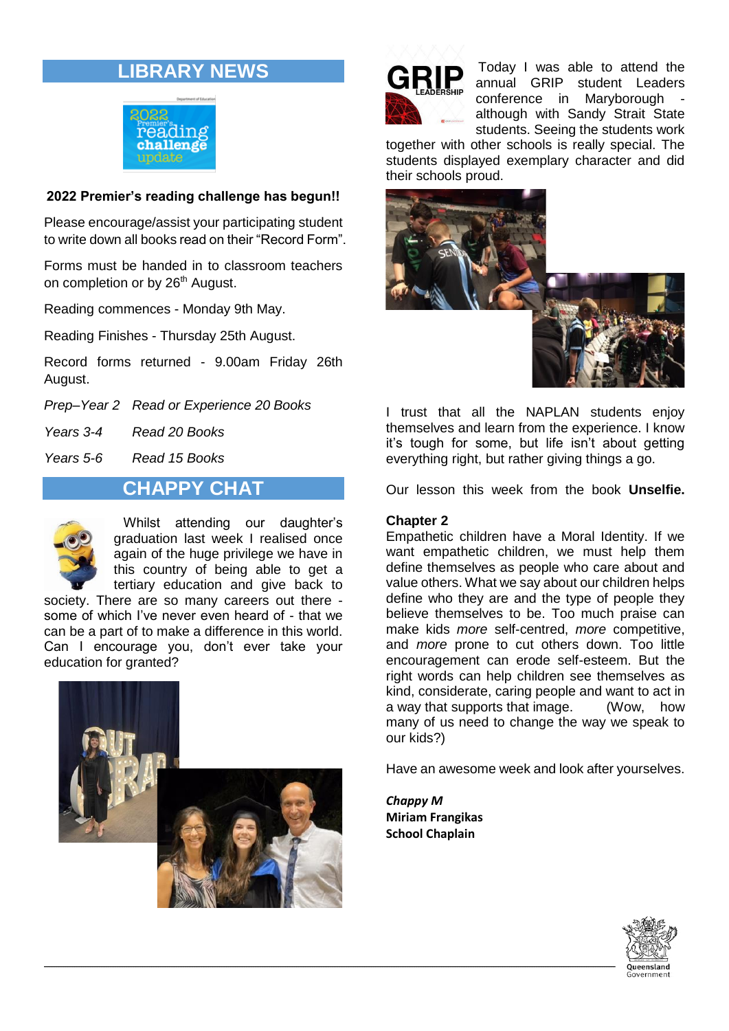## LIBRARY NEWS

**2022 Premier's reading challenge has begun!!**

Please encourage/assist your participating student to write down all books read on their "Record Form".

Forms must be handed in to classroom teachers on completion or by 26th August.

Reading commences - Monday 9th May.

Reading Finishes - Thursday 25th August.

Record forms returned - 9.00am Friday 26th August.

*Prep–Year 2 Read or Experience 20 Books*

*Years 3-4 Read 20 Books*

*Years 5-6 Read 15 Books*

## CHAPPY CHAT

Whilst attending our daughter's graduation last week I realised once again of the huge privilege we have in this country of being able to get a tertiary education and give back to society. There are so many careers out there - some of which I've never even heard of - that we can be a part of to make a difference in this world. Can I encourage you, don't ever take your education for granted?

Today I was able to attend the annual GRIP student Leaders conference in Maryborough - although with Sandy Strait State students. Seeing the students work together with other schools is really special. The students displayed exemplary character and did their schools proud.

I trust that all the NAPLAN students enjoy themselves and learn from the experience. I know it's tough for some, but life isn't about getting everything right, but rather giving things a go.

Our lesson this week from the book **Unselfie.**

**Chapter 2**

Empathetic children have a Moral Identity. If we want empathetic children, we must help them define themselves as people who care about and value others. What we say about our children helps define who they are and the type of people they believe themselves to be. Too much praise can make kids *more* self-centred, *more* competitive, and *more* prone to cut others down. Too little encouragement can erode self-esteem. But the right words can help children see themselves as kind, considerate, caring people and want to act in a way that supports that image. (Wow, how many of us need to change the way we speak to our kids?)

Have an awesome week and look after yourselves.

***Chappy M***
**Miriam Frangikas**
**School Chaplain**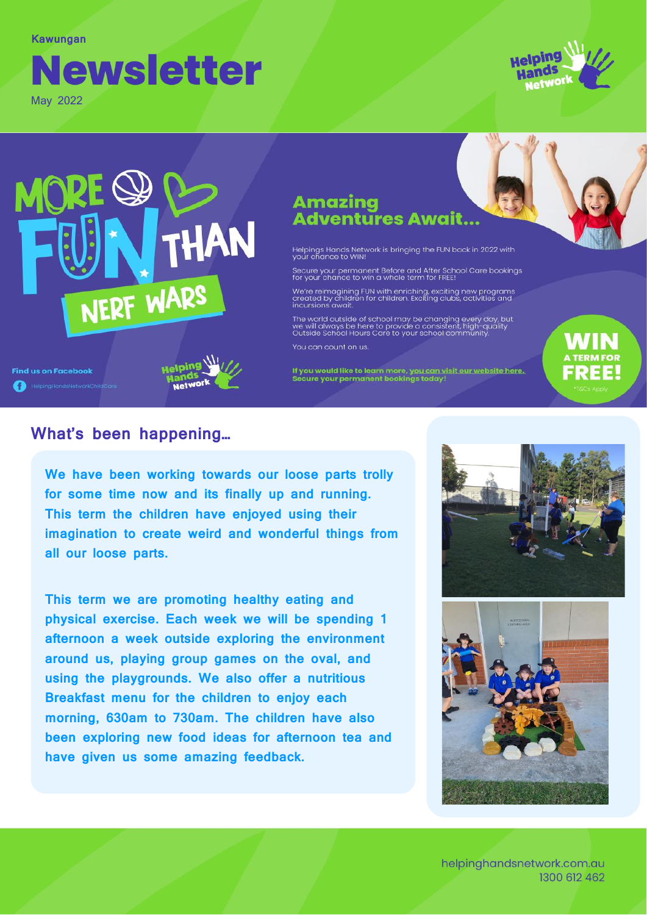Kawungan

# Newsletter

May 2022

MORE FUN THAN NERF WARS

## Amazing Adventures Await...

Helpings Hands Network is bringing the FUN back in 2022 with your chance to WIN!

Secure your permanent Before and After School Care bookings for your chance to win a whole term for FREE!

We're reimagining FUN with enriching, exciting new programs created by children for children. Exciting clubs, activities and incursions await.

The world outside of school may be changing every day, but we will always be here to provide a consistent, high-quality Outside School Hours Care to your school community.

You can count on us.

**If you would like to learn more, you can visit our website here. Secure your permanent bookings today!**

WIN A TERM FOR FREE! *T&Cs Apply

Find us on Facebook

HelpingHandsNetworkChildCare

## What's been happening...

**We have been working towards our loose parts trolly for some time now and its finally up and running. This term the children have enjoyed using their imagination to create weird and wonderful things from all our loose parts.**

**This term we are promoting healthy eating and physical exercise. Each week we will be spending 1 afternoon a week outside exploring the environment around us, playing group games on the oval, and using the playgrounds. We also offer a nutritious Breakfast menu for the children to enjoy each morning, 630am to 730am. The children have also been exploring new food ideas for afternoon tea and have given us some amazing feedback.**

helpinghandsnetwork.com.au
1300 612 462